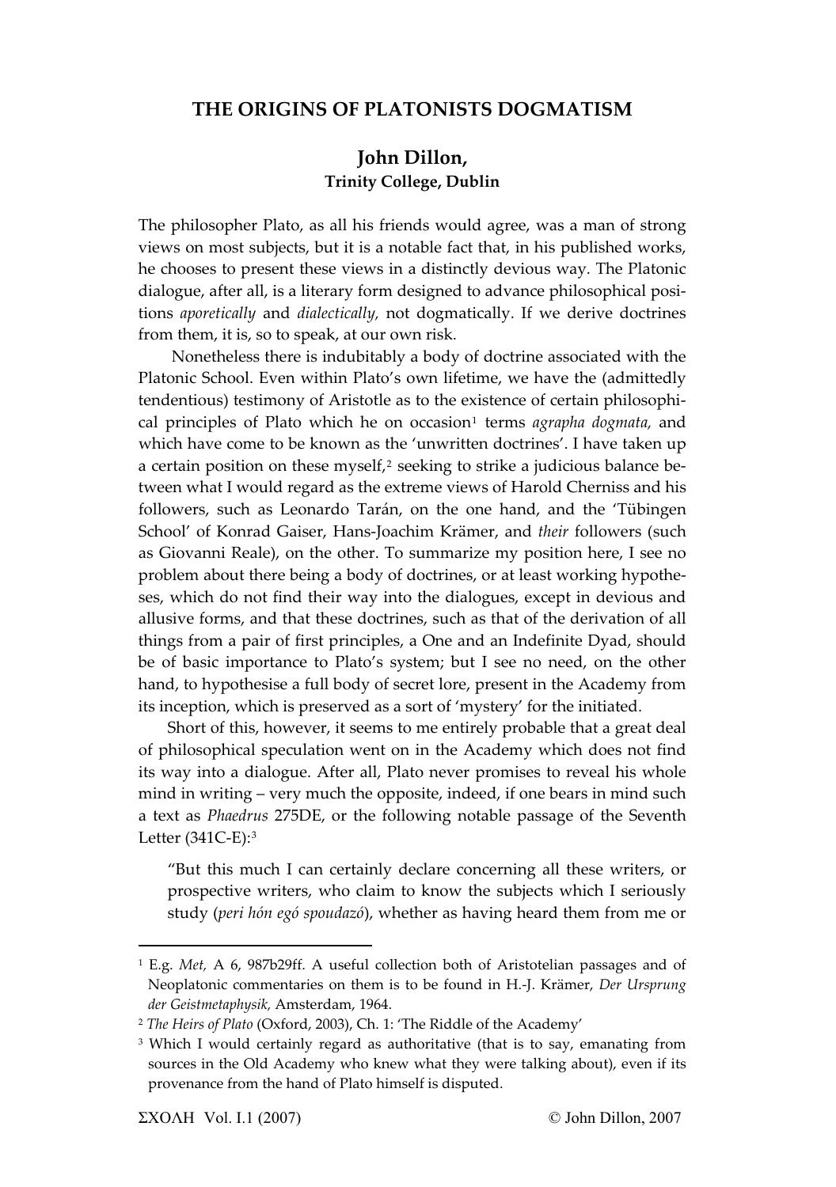# THE ORIGINS OF PLATONISTS DOGMATISM

**John Dillon,**
**Trinity College, Dublin**

The philosopher Plato, as all his friends would agree, was a man of strong views on most subjects, but it is a notable fact that, in his published works, he chooses to present these views in a distinctly devious way. The Platonic dialogue, after all, is a literary form designed to advance philosophical positions *aporetically* and *dialectically,* not dogmatically. If we derive doctrines from them, it is, so to speak, at our own risk.

Nonetheless there is indubitably a body of doctrine associated with the Platonic School. Even within Plato's own lifetime, we have the (admittedly tendentious) testimony of Aristotle as to the existence of certain philosophical principles of Plato which he on occasion[1] terms *agrapha dogmata,* and which have come to be known as the 'unwritten doctrines'. I have taken up a certain position on these myself,[2] seeking to strike a judicious balance between what I would regard as the extreme views of Harold Cherniss and his followers, such as Leonardo Tarán, on the one hand, and the 'Tübingen School' of Konrad Gaiser, Hans-Joachim Krämer, and *their* followers (such as Giovanni Reale), on the other. To summarize my position here, I see no problem about there being a body of doctrines, or at least working hypotheses, which do not find their way into the dialogues, except in devious and allusive forms, and that these doctrines, such as that of the derivation of all things from a pair of first principles, a One and an Indefinite Dyad, should be of basic importance to Plato's system; but I see no need, on the other hand, to hypothesise a full body of secret lore, present in the Academy from its inception, which is preserved as a sort of 'mystery' for the initiated.

Short of this, however, it seems to me entirely probable that a great deal of philosophical speculation went on in the Academy which does not find its way into a dialogue. After all, Plato never promises to reveal his whole mind in writing – very much the opposite, indeed, if one bears in mind such a text as *Phaedrus* 275DE, or the following notable passage of the Seventh Letter (341C-E):[3]

> "But this much I can certainly declare concerning all these writers, or prospective writers, who claim to know the subjects which I seriously study (*peri hón egó spoudazó*), whether as having heard them from me or

---

[1] E.g. *Met,* A 6, 987b29ff. A useful collection both of Aristotelian passages and of Neoplatonic commentaries on them is to be found in H.-J. Krämer, *Der Ursprung der Geistmetaphysik,* Amsterdam, 1964.

[2] *The Heirs of Plato* (Oxford, 2003), Ch. 1: 'The Riddle of the Academy'

[3] Which I would certainly regard as authoritative (that is to say, emanating from sources in the Old Academy who knew what they were talking about), even if its provenance from the hand of Plato himself is disputed.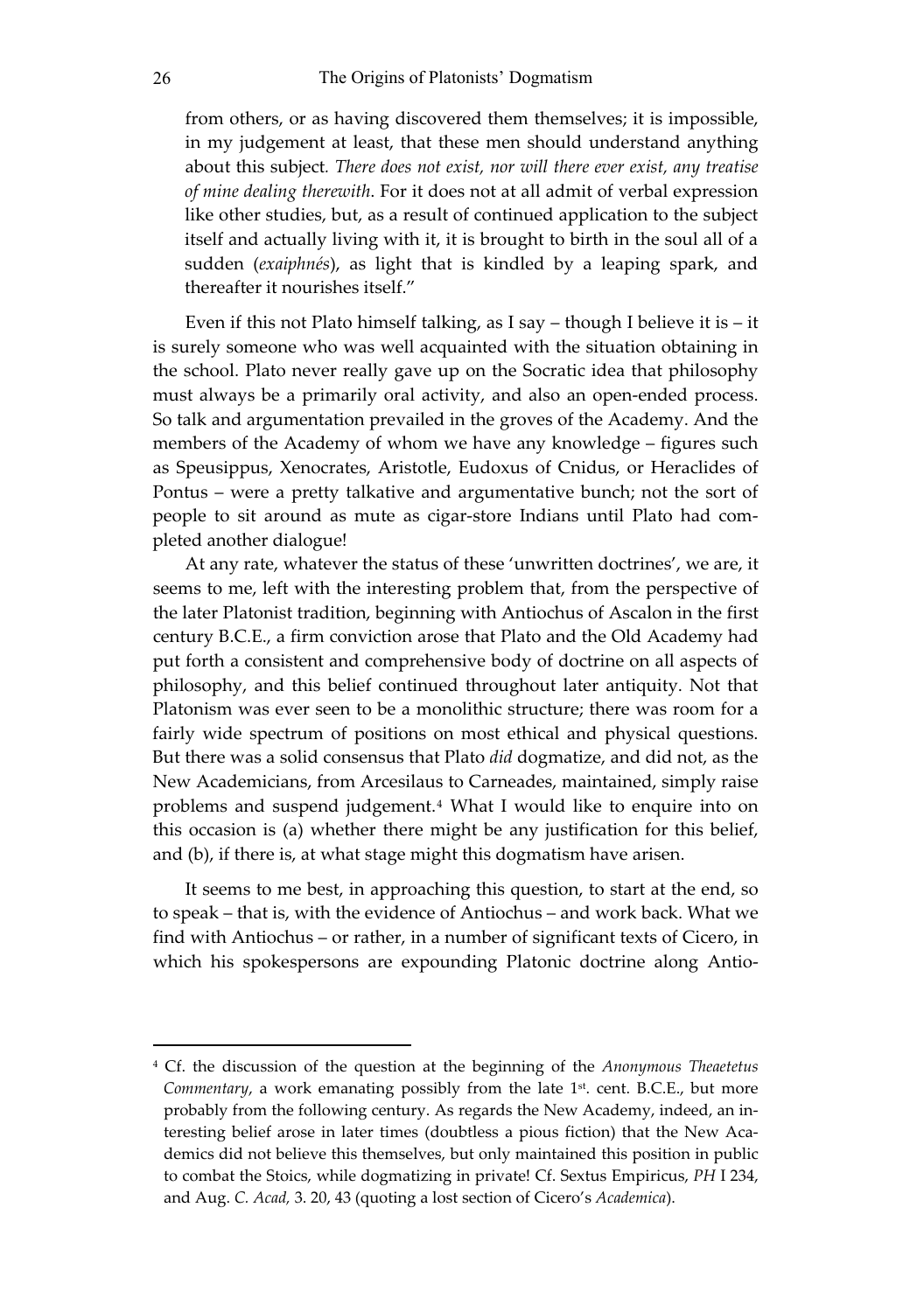from others, or as having discovered them themselves; it is impossible, in my judgement at least, that these men should understand anything about this subject. *There does not exist, nor will there ever exist, any treatise of mine dealing therewith*. For it does not at all admit of verbal expression like other studies, but, as a result of continued application to the subject itself and actually living with it, it is brought to birth in the soul all of a sudden (*exaiphnés*), as light that is kindled by a leaping spark, and thereafter it nourishes itself."

Even if this not Plato himself talking, as I say – though I believe it is – it is surely someone who was well acquainted with the situation obtaining in the school. Plato never really gave up on the Socratic idea that philosophy must always be a primarily oral activity, and also an open-ended process. So talk and argumentation prevailed in the groves of the Academy. And the members of the Academy of whom we have any knowledge – figures such as Speusippus, Xenocrates, Aristotle, Eudoxus of Cnidus, or Heraclides of Pontus – were a pretty talkative and argumentative bunch; not the sort of people to sit around as mute as cigar-store Indians until Plato had completed another dialogue!

At any rate, whatever the status of these 'unwritten doctrines', we are, it seems to me, left with the interesting problem that, from the perspective of the later Platonist tradition, beginning with Antiochus of Ascalon in the first century B.C.E., a firm conviction arose that Plato and the Old Academy had put forth a consistent and comprehensive body of doctrine on all aspects of philosophy, and this belief continued throughout later antiquity. Not that Platonism was ever seen to be a monolithic structure; there was room for a fairly wide spectrum of positions on most ethical and physical questions. But there was a solid consensus that Plato *did* dogmatize, and did not, as the New Academicians, from Arcesilaus to Carneades, maintained, simply raise problems and suspend judgement.[4] What I would like to enquire into on this occasion is (a) whether there might be any justification for this belief, and (b), if there is, at what stage might this dogmatism have arisen.

It seems to me best, in approaching this question, to start at the end, so to speak – that is, with the evidence of Antiochus – and work back. What we find with Antiochus – or rather, in a number of significant texts of Cicero, in which his spokespersons are expounding Platonic doctrine along Antio-

---

[4] Cf. the discussion of the question at the beginning of the *Anonymous Theaetetus Commentary*, a work emanating possibly from the late 1st. cent. B.C.E., but more probably from the following century. As regards the New Academy, indeed, an interesting belief arose in later times (doubtless a pious fiction) that the New Academics did not believe this themselves, but only maintained this position in public to combat the Stoics, while dogmatizing in private! Cf. Sextus Empiricus, *PH* I 234, and Aug. *C. Acad,* 3. 20, 43 (quoting a lost section of Cicero's *Academica*).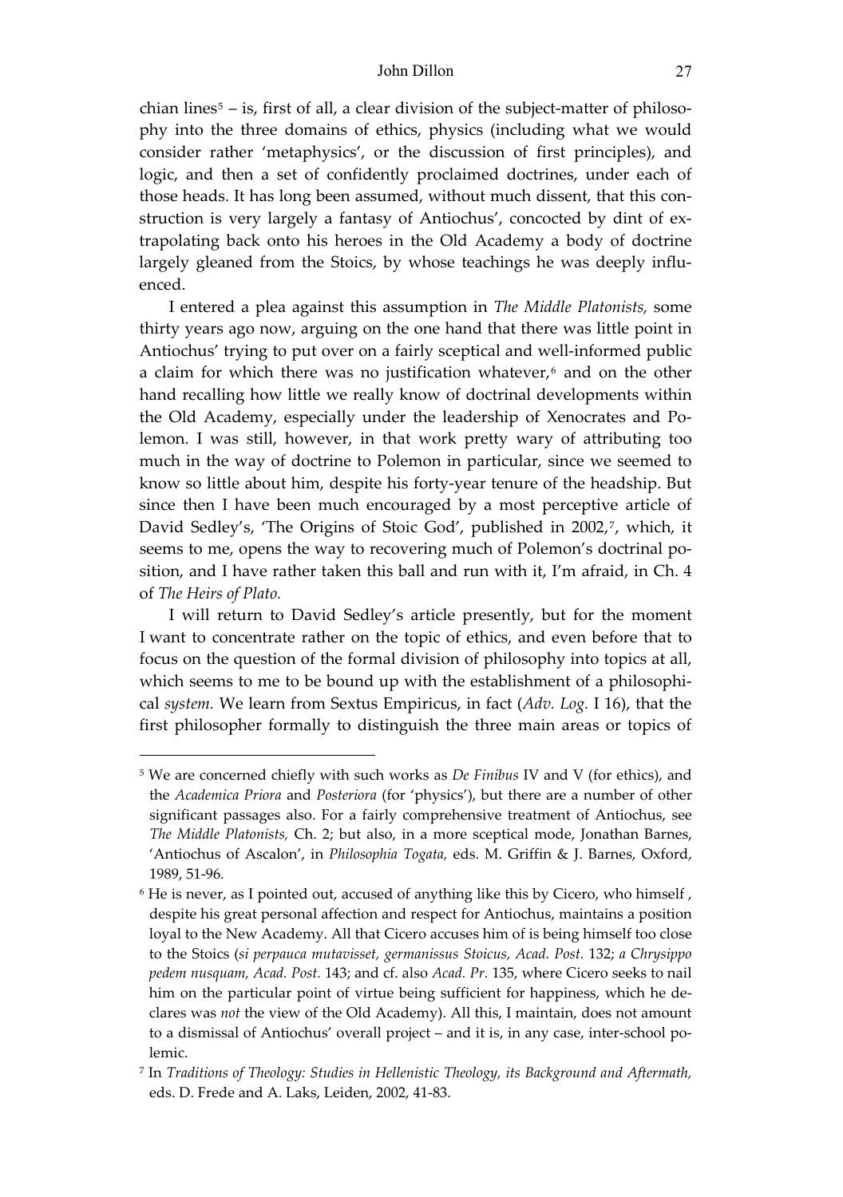chian lines[5] – is, first of all, a clear division of the subject-matter of philosophy into the three domains of ethics, physics (including what we would consider rather 'metaphysics', or the discussion of first principles), and logic, and then a set of confidently proclaimed doctrines, under each of those heads. It has long been assumed, without much dissent, that this construction is very largely a fantasy of Antiochus', concocted by dint of extrapolating back onto his heroes in the Old Academy a body of doctrine largely gleaned from the Stoics, by whose teachings he was deeply influenced.

I entered a plea against this assumption in *The Middle Platonists,* some thirty years ago now, arguing on the one hand that there was little point in Antiochus' trying to put over on a fairly sceptical and well-informed public a claim for which there was no justification whatever,[6] and on the other hand recalling how little we really know of doctrinal developments within the Old Academy, especially under the leadership of Xenocrates and Polemon. I was still, however, in that work pretty wary of attributing too much in the way of doctrine to Polemon in particular, since we seemed to know so little about him, despite his forty-year tenure of the headship. But since then I have been much encouraged by a most perceptive article of David Sedley's, 'The Origins of Stoic God', published in 2002,[7], which, it seems to me, opens the way to recovering much of Polemon's doctrinal position, and I have rather taken this ball and run with it, I'm afraid, in Ch. 4 of *The Heirs of Plato.*

I will return to David Sedley's article presently, but for the moment I want to concentrate rather on the topic of ethics, and even before that to focus on the question of the formal division of philosophy into topics at all, which seems to me to be bound up with the establishment of a philosophical *system.* We learn from Sextus Empiricus, in fact (*Adv. Log.* I 16), that the first philosopher formally to distinguish the three main areas or topics of

---

[5] We are concerned chiefly with such works as *De Finibus* IV and V (for ethics), and the *Academica Priora* and *Posteriora* (for 'physics'), but there are a number of other significant passages also. For a fairly comprehensive treatment of Antiochus, see *The Middle Platonists,* Ch. 2; but also, in a more sceptical mode, Jonathan Barnes, 'Antiochus of Ascalon', in *Philosophia Togata,* eds. M. Griffin & J. Barnes, Oxford, 1989, 51-96.

[6] He is never, as I pointed out, accused of anything like this by Cicero, who himself , despite his great personal affection and respect for Antiochus, maintains a position loyal to the New Academy. All that Cicero accuses him of is being himself too close to the Stoics (*si perpauca mutavisset, germanissus Stoicus, Acad. Post.* 132; *a Chrysippo pedem nusquam, Acad. Post.* 143; and cf. also *Acad. Pr.* 135, where Cicero seeks to nail him on the particular point of virtue being sufficient for happiness, which he declares was *not* the view of the Old Academy). All this, I maintain, does not amount to a dismissal of Antiochus' overall project – and it is, in any case, inter-school polemic.

[7] In *Traditions of Theology: Studies in Hellenistic Theology, its Background and Aftermath,* eds. D. Frede and A. Laks, Leiden, 2002, 41-83.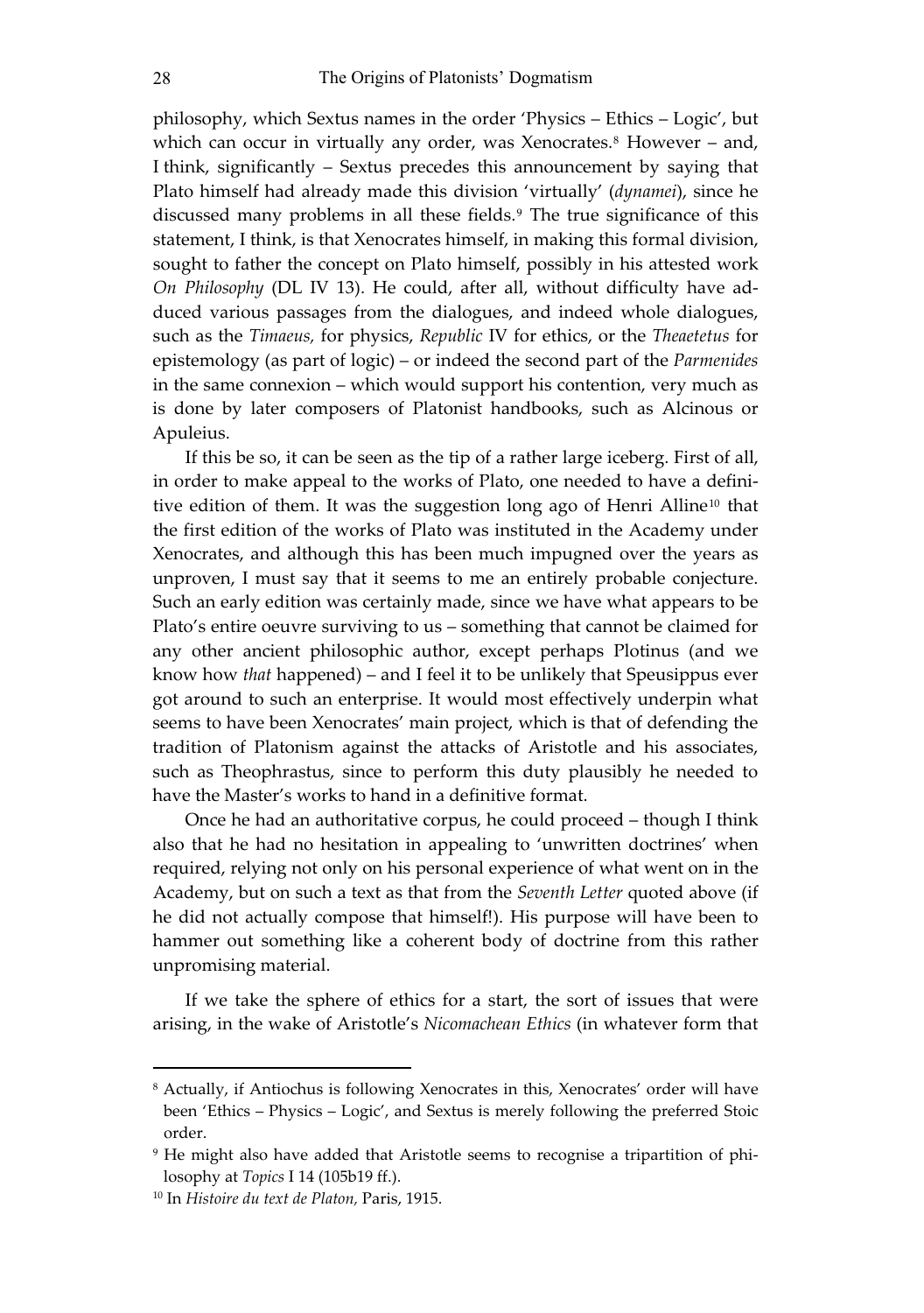philosophy, which Sextus names in the order 'Physics – Ethics – Logic', but which can occur in virtually any order, was Xenocrates.[8] However – and, I think, significantly – Sextus precedes this announcement by saying that Plato himself had already made this division 'virtually' (*dynamei*), since he discussed many problems in all these fields.[9] The true significance of this statement, I think, is that Xenocrates himself, in making this formal division, sought to father the concept on Plato himself, possibly in his attested work *On Philosophy* (DL IV 13). He could, after all, without difficulty have adduced various passages from the dialogues, and indeed whole dialogues, such as the *Timaeus,* for physics, *Republic* IV for ethics, or the *Theaetetus* for epistemology (as part of logic) – or indeed the second part of the *Parmenides* in the same connexion – which would support his contention, very much as is done by later composers of Platonist handbooks, such as Alcinous or Apuleius.

If this be so, it can be seen as the tip of a rather large iceberg. First of all, in order to make appeal to the works of Plato, one needed to have a definitive edition of them. It was the suggestion long ago of Henri Alline[10] that the first edition of the works of Plato was instituted in the Academy under Xenocrates, and although this has been much impugned over the years as unproven, I must say that it seems to me an entirely probable conjecture. Such an early edition was certainly made, since we have what appears to be Plato's entire oeuvre surviving to us – something that cannot be claimed for any other ancient philosophic author, except perhaps Plotinus (and we know how *that* happened) – and I feel it to be unlikely that Speusippus ever got around to such an enterprise. It would most effectively underpin what seems to have been Xenocrates' main project, which is that of defending the tradition of Platonism against the attacks of Aristotle and his associates, such as Theophrastus, since to perform this duty plausibly he needed to have the Master's works to hand in a definitive format.

Once he had an authoritative corpus, he could proceed – though I think also that he had no hesitation in appealing to 'unwritten doctrines' when required, relying not only on his personal experience of what went on in the Academy, but on such a text as that from the *Seventh Letter* quoted above (if he did not actually compose that himself!). His purpose will have been to hammer out something like a coherent body of doctrine from this rather unpromising material.

If we take the sphere of ethics for a start, the sort of issues that were arising, in the wake of Aristotle's *Nicomachean Ethics* (in whatever form that

---

[8] Actually, if Antiochus is following Xenocrates in this, Xenocrates' order will have been 'Ethics – Physics – Logic', and Sextus is merely following the preferred Stoic order.

[9] He might also have added that Aristotle seems to recognise a tripartition of philosophy at *Topics* I 14 (105b19 ff.).

[10] In *Histoire du text de Platon,* Paris, 1915.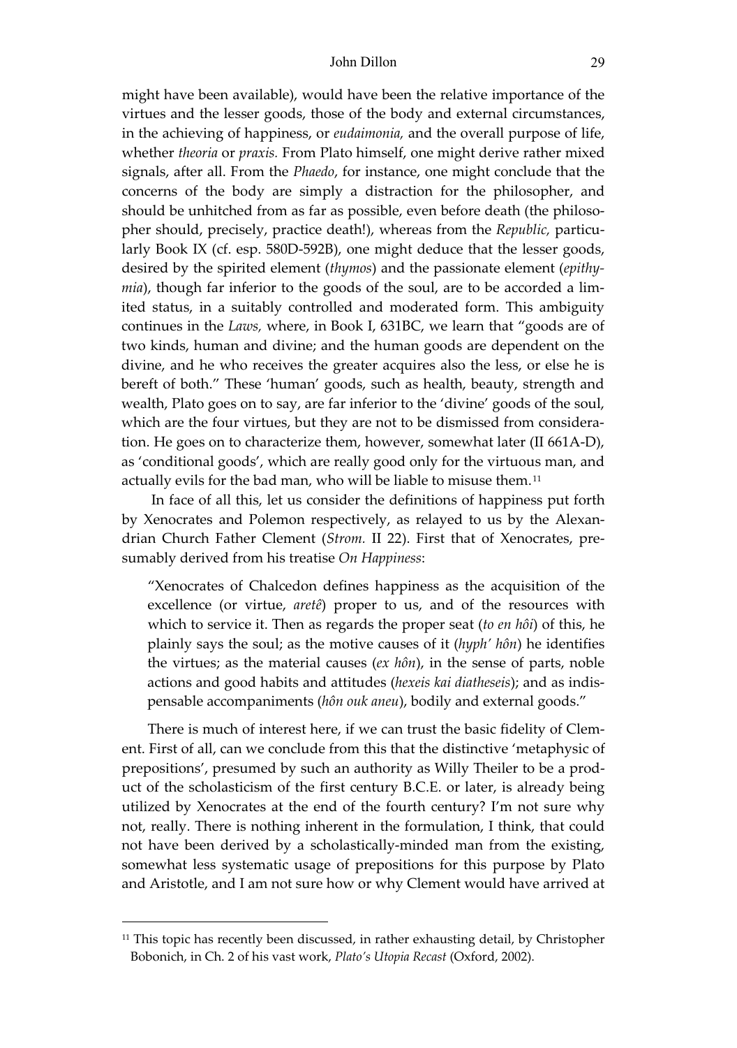might have been available), would have been the relative importance of the virtues and the lesser goods, those of the body and external circumstances, in the achieving of happiness, or *eudaimonia,* and the overall purpose of life, whether *theoria* or *praxis.* From Plato himself, one might derive rather mixed signals, after all. From the *Phaedo*, for instance, one might conclude that the concerns of the body are simply a distraction for the philosopher, and should be unhitched from as far as possible, even before death (the philosopher should, precisely, practice death!), whereas from the *Republic,* particularly Book IX (cf. esp. 580D-592B), one might deduce that the lesser goods, desired by the spirited element (*thymos*) and the passionate element (*epithymia*), though far inferior to the goods of the soul, are to be accorded a limited status, in a suitably controlled and moderated form. This ambiguity continues in the *Laws,* where, in Book I, 631BC, we learn that "goods are of two kinds, human and divine; and the human goods are dependent on the divine, and he who receives the greater acquires also the less, or else he is bereft of both." These 'human' goods, such as health, beauty, strength and wealth, Plato goes on to say, are far inferior to the 'divine' goods of the soul, which are the four virtues, but they are not to be dismissed from consideration. He goes on to characterize them, however, somewhat later (II 661A-D), as 'conditional goods', which are really good only for the virtuous man, and actually evils for the bad man, who will be liable to misuse them.[11]

In face of all this, let us consider the definitions of happiness put forth by Xenocrates and Polemon respectively, as relayed to us by the Alexandrian Church Father Clement (*Strom.* II 22). First that of Xenocrates, presumably derived from his treatise *On Happiness*:

> "Xenocrates of Chalcedon defines happiness as the acquisition of the excellence (or virtue, *aretê*) proper to us, and of the resources with which to service it. Then as regards the proper seat (*to en hôi*) of this, he plainly says the soul; as the motive causes of it (*hyph' hôn*) he identifies the virtues; as the material causes (*ex hôn*), in the sense of parts, noble actions and good habits and attitudes (*hexeis kai diatheseis*); and as indispensable accompaniments (*hôn ouk aneu*), bodily and external goods."

There is much of interest here, if we can trust the basic fidelity of Clement. First of all, can we conclude from this that the distinctive 'metaphysic of prepositions', presumed by such an authority as Willy Theiler to be a product of the scholasticism of the first century B.C.E. or later, is already being utilized by Xenocrates at the end of the fourth century? I'm not sure why not, really. There is nothing inherent in the formulation, I think, that could not have been derived by a scholastically-minded man from the existing, somewhat less systematic usage of prepositions for this purpose by Plato and Aristotle, and I am not sure how or why Clement would have arrived at

[11] This topic has recently been discussed, in rather exhausting detail, by Christopher Bobonich, in Ch. 2 of his vast work, *Plato's Utopia Recast* (Oxford, 2002).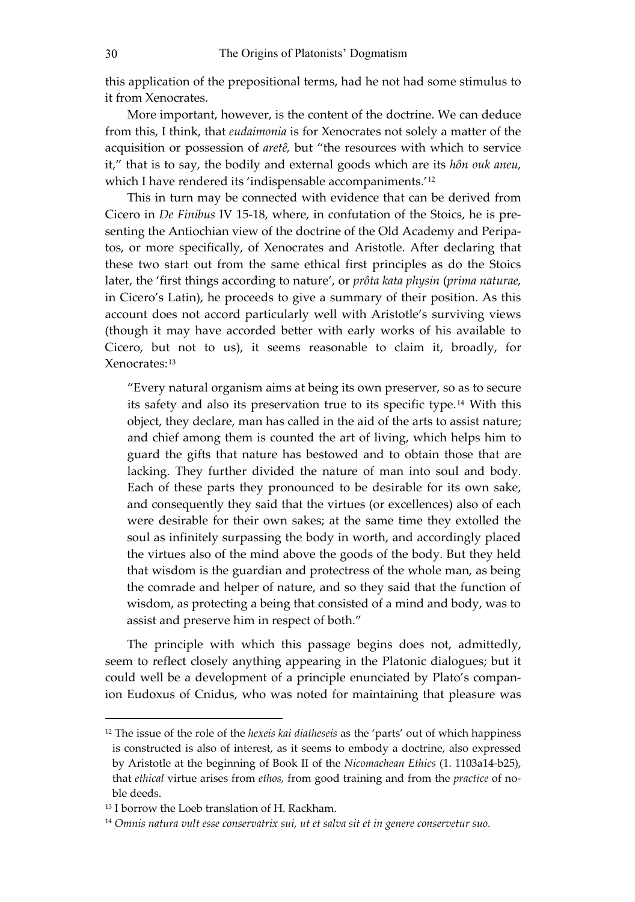this application of the prepositional terms, had he not had some stimulus to it from Xenocrates.

More important, however, is the content of the doctrine. We can deduce from this, I think, that *eudaimonia* is for Xenocrates not solely a matter of the acquisition or possession of *aretê,* but "the resources with which to service it," that is to say, the bodily and external goods which are its *hôn ouk aneu,* which I have rendered its 'indispensable accompaniments.'[12]

This in turn may be connected with evidence that can be derived from Cicero in *De Finibus* IV 15-18, where, in confutation of the Stoics, he is presenting the Antiochian view of the doctrine of the Old Academy and Peripatos, or more specifically, of Xenocrates and Aristotle. After declaring that these two start out from the same ethical first principles as do the Stoics later, the 'first things according to nature', or *prôta kata physin* (*prima naturae,* in Cicero's Latin), he proceeds to give a summary of their position. As this account does not accord particularly well with Aristotle's surviving views (though it may have accorded better with early works of his available to Cicero, but not to us), it seems reasonable to claim it, broadly, for Xenocrates:[13]

> "Every natural organism aims at being its own preserver, so as to secure its safety and also its preservation true to its specific type.[14] With this object, they declare, man has called in the aid of the arts to assist nature; and chief among them is counted the art of living, which helps him to guard the gifts that nature has bestowed and to obtain those that are lacking. They further divided the nature of man into soul and body. Each of these parts they pronounced to be desirable for its own sake, and consequently they said that the virtues (or excellences) also of each were desirable for their own sakes; at the same time they extolled the soul as infinitely surpassing the body in worth, and accordingly placed the virtues also of the mind above the goods of the body. But they held that wisdom is the guardian and protectress of the whole man, as being the comrade and helper of nature, and so they said that the function of wisdom, as protecting a being that consisted of a mind and body, was to assist and preserve him in respect of both."

The principle with which this passage begins does not, admittedly, seem to reflect closely anything appearing in the Platonic dialogues; but it could well be a development of a principle enunciated by Plato's companion Eudoxus of Cnidus, who was noted for maintaining that pleasure was

---

[12] The issue of the role of the *hexeis kai diatheseis* as the 'parts' out of which happiness is constructed is also of interest, as it seems to embody a doctrine, also expressed by Aristotle at the beginning of Book II of the *Nicomachean Ethics* (1. 1103a14-b25), that *ethical* virtue arises from *ethos,* from good training and from the *practice* of noble deeds.

[13] I borrow the Loeb translation of H. Rackham.

[14] *Omnis natura vult esse conservatrix sui, ut et salva sit et in genere conservetur suo.*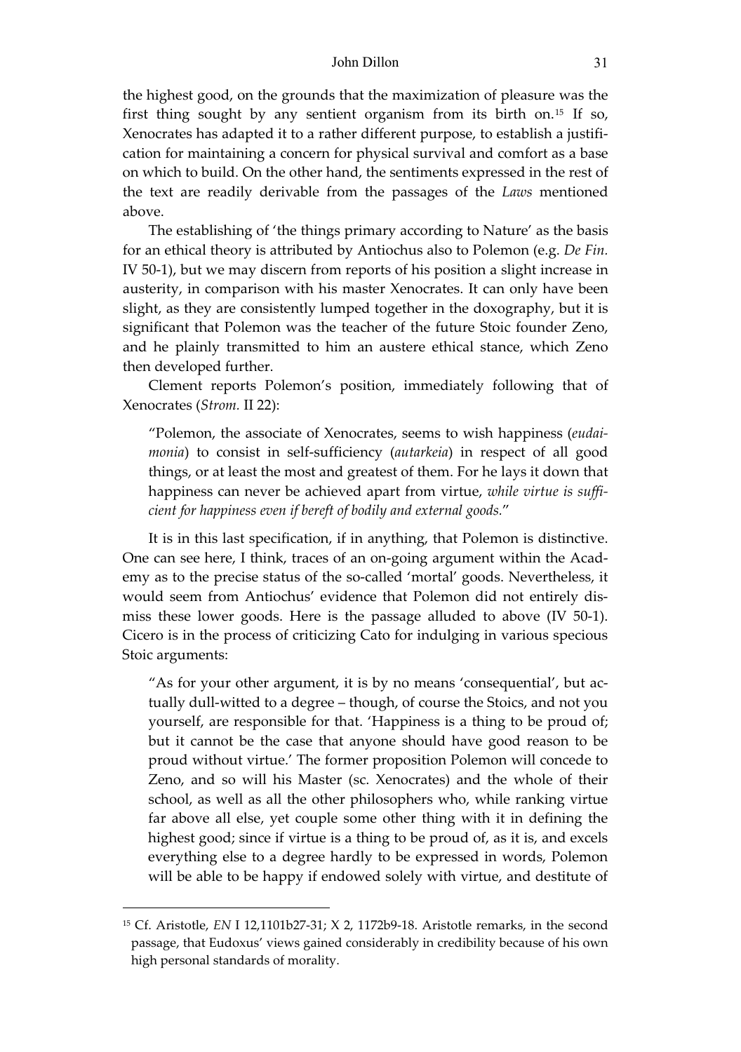the highest good, on the grounds that the maximization of pleasure was the first thing sought by any sentient organism from its birth on.[15] If so, Xenocrates has adapted it to a rather different purpose, to establish a justification for maintaining a concern for physical survival and comfort as a base on which to build. On the other hand, the sentiments expressed in the rest of the text are readily derivable from the passages of the *Laws* mentioned above.

The establishing of 'the things primary according to Nature' as the basis for an ethical theory is attributed by Antiochus also to Polemon (e.g. *De Fin.* IV 50-1), but we may discern from reports of his position a slight increase in austerity, in comparison with his master Xenocrates. It can only have been slight, as they are consistently lumped together in the doxography, but it is significant that Polemon was the teacher of the future Stoic founder Zeno, and he plainly transmitted to him an austere ethical stance, which Zeno then developed further.

Clement reports Polemon's position, immediately following that of Xenocrates (*Strom.* II 22):

> "Polemon, the associate of Xenocrates, seems to wish happiness (*eudaimonia*) to consist in self-sufficiency (*autarkeia*) in respect of all good things, or at least the most and greatest of them. For he lays it down that happiness can never be achieved apart from virtue, *while virtue is sufficient for happiness even if bereft of bodily and external goods.*"

It is in this last specification, if in anything, that Polemon is distinctive. One can see here, I think, traces of an on-going argument within the Academy as to the precise status of the so-called 'mortal' goods. Nevertheless, it would seem from Antiochus' evidence that Polemon did not entirely dismiss these lower goods. Here is the passage alluded to above (IV 50-1). Cicero is in the process of criticizing Cato for indulging in various specious Stoic arguments:

> "As for your other argument, it is by no means 'consequential', but actually dull-witted to a degree – though, of course the Stoics, and not you yourself, are responsible for that. 'Happiness is a thing to be proud of; but it cannot be the case that anyone should have good reason to be proud without virtue.' The former proposition Polemon will concede to Zeno, and so will his Master (sc. Xenocrates) and the whole of their school, as well as all the other philosophers who, while ranking virtue far above all else, yet couple some other thing with it in defining the highest good; since if virtue is a thing to be proud of, as it is, and excels everything else to a degree hardly to be expressed in words, Polemon will be able to be happy if endowed solely with virtue, and destitute of

---

[15] Cf. Aristotle, *EN* I 12,1101b27-31; X 2, 1172b9-18. Aristotle remarks, in the second passage, that Eudoxus' views gained considerably in credibility because of his own high personal standards of morality.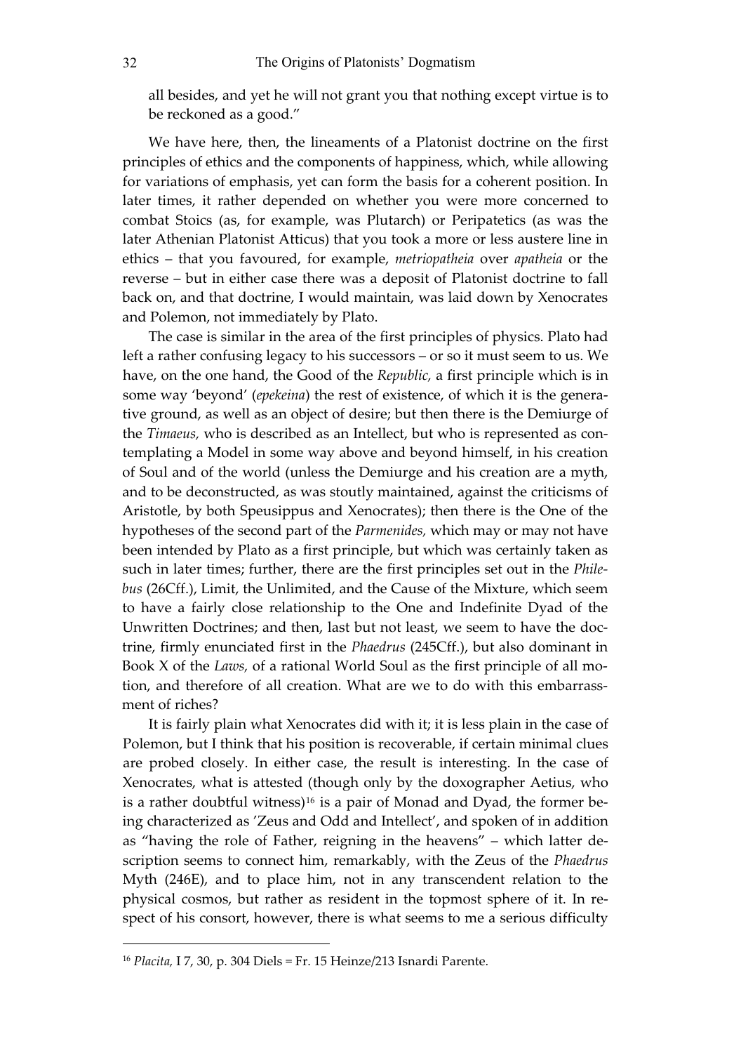all besides, and yet he will not grant you that nothing except virtue is to be reckoned as a good."

We have here, then, the lineaments of a Platonist doctrine on the first principles of ethics and the components of happiness, which, while allowing for variations of emphasis, yet can form the basis for a coherent position. In later times, it rather depended on whether you were more concerned to combat Stoics (as, for example, was Plutarch) or Peripatetics (as was the later Athenian Platonist Atticus) that you took a more or less austere line in ethics – that you favoured, for example, *metriopatheia* over *apatheia* or the reverse – but in either case there was a deposit of Platonist doctrine to fall back on, and that doctrine, I would maintain, was laid down by Xenocrates and Polemon, not immediately by Plato.

The case is similar in the area of the first principles of physics. Plato had left a rather confusing legacy to his successors – or so it must seem to us. We have, on the one hand, the Good of the *Republic,* a first principle which is in some way 'beyond' (*epekeina*) the rest of existence, of which it is the generative ground, as well as an object of desire; but then there is the Demiurge of the *Timaeus,* who is described as an Intellect, but who is represented as contemplating a Model in some way above and beyond himself, in his creation of Soul and of the world (unless the Demiurge and his creation are a myth, and to be deconstructed, as was stoutly maintained, against the criticisms of Aristotle, by both Speusippus and Xenocrates); then there is the One of the hypotheses of the second part of the *Parmenides,* which may or may not have been intended by Plato as a first principle, but which was certainly taken as such in later times; further, there are the first principles set out in the *Philebus* (26Cff.), Limit, the Unlimited, and the Cause of the Mixture, which seem to have a fairly close relationship to the One and Indefinite Dyad of the Unwritten Doctrines; and then, last but not least, we seem to have the doctrine, firmly enunciated first in the *Phaedrus* (245Cff.), but also dominant in Book X of the *Laws,* of a rational World Soul as the first principle of all motion, and therefore of all creation. What are we to do with this embarrassment of riches?

It is fairly plain what Xenocrates did with it; it is less plain in the case of Polemon, but I think that his position is recoverable, if certain minimal clues are probed closely. In either case, the result is interesting. In the case of Xenocrates, what is attested (though only by the doxographer Aetius, who is a rather doubtful witness)[16] is a pair of Monad and Dyad, the former being characterized as 'Zeus and Odd and Intellect', and spoken of in addition as "having the role of Father, reigning in the heavens" – which latter description seems to connect him, remarkably, with the Zeus of the *Phaedrus* Myth (246E), and to place him, not in any transcendent relation to the physical cosmos, but rather as resident in the topmost sphere of it. In respect of his consort, however, there is what seems to me a serious difficulty

[16] *Placita,* I 7, 30, p. 304 Diels = Fr. 15 Heinze/213 Isnardi Parente.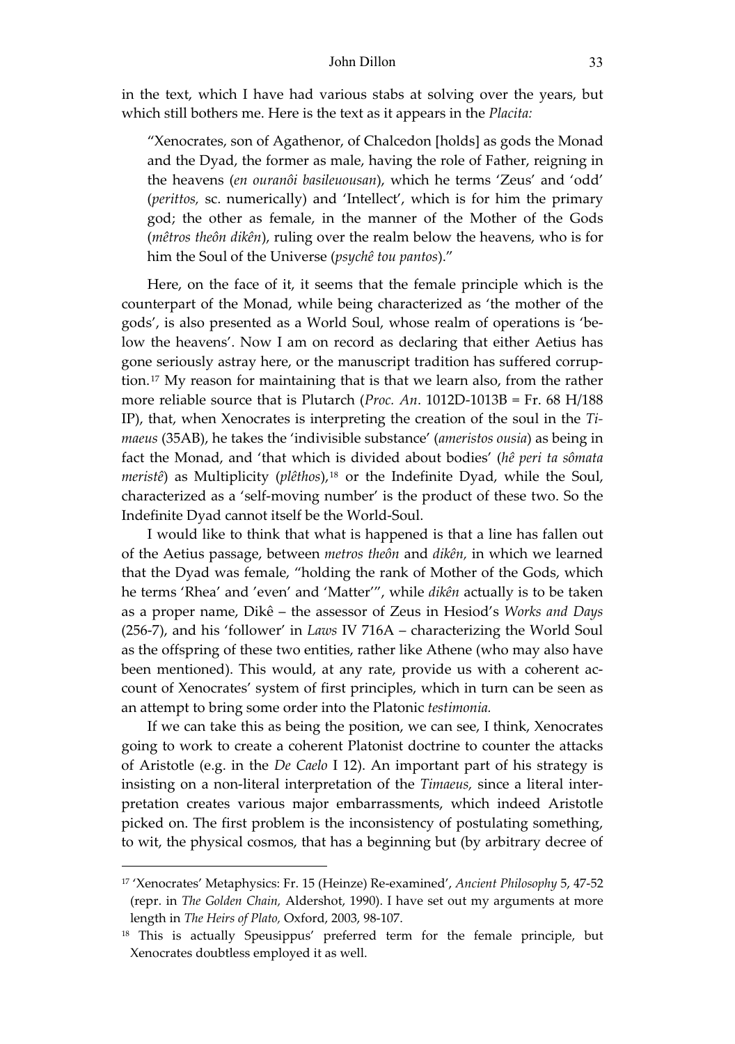in the text, which I have had various stabs at solving over the years, but which still bothers me. Here is the text as it appears in the *Placita:*

> "Xenocrates, son of Agathenor, of Chalcedon [holds] as gods the Monad and the Dyad, the former as male, having the role of Father, reigning in the heavens (*en ouranôi basileuousan*), which he terms 'Zeus' and 'odd' (*perittos,* sc. numerically) and 'Intellect', which is for him the primary god; the other as female, in the manner of the Mother of the Gods (*mêtros theôn dikên*), ruling over the realm below the heavens, who is for him the Soul of the Universe (*psychê tou pantos*)."

Here, on the face of it, it seems that the female principle which is the counterpart of the Monad, while being characterized as 'the mother of the gods', is also presented as a World Soul, whose realm of operations is 'below the heavens'. Now I am on record as declaring that either Aetius has gone seriously astray here, or the manuscript tradition has suffered corruption.[17] My reason for maintaining that is that we learn also, from the rather more reliable source that is Plutarch (*Proc. An*. 1012D-1013B = Fr. 68 H/188 IP), that, when Xenocrates is interpreting the creation of the soul in the *Timaeus* (35AB), he takes the 'indivisible substance' (*ameristos ousia*) as being in fact the Monad, and 'that which is divided about bodies' (*hê peri ta sômata meristê*) as Multiplicity (*plêthos*),[18] or the Indefinite Dyad, while the Soul, characterized as a 'self-moving number' is the product of these two. So the Indefinite Dyad cannot itself be the World-Soul.

I would like to think that what is happened is that a line has fallen out of the Aetius passage, between *metros theôn* and *dikên,* in which we learned that the Dyad was female, "holding the rank of Mother of the Gods, which he terms 'Rhea' and 'even' and 'Matter'", while *dikên* actually is to be taken as a proper name, Dikê – the assessor of Zeus in Hesiod's *Works and Days* (256-7), and his 'follower' in *Laws* IV 716A – characterizing the World Soul as the offspring of these two entities, rather like Athene (who may also have been mentioned). This would, at any rate, provide us with a coherent account of Xenocrates' system of first principles, which in turn can be seen as an attempt to bring some order into the Platonic *testimonia.*

If we can take this as being the position, we can see, I think, Xenocrates going to work to create a coherent Platonist doctrine to counter the attacks of Aristotle (e.g. in the *De Caelo* I 12). An important part of his strategy is insisting on a non-literal interpretation of the *Timaeus,* since a literal interpretation creates various major embarrassments, which indeed Aristotle picked on. The first problem is the inconsistency of postulating something, to wit, the physical cosmos, that has a beginning but (by arbitrary decree of

---

[17] 'Xenocrates' Metaphysics: Fr. 15 (Heinze) Re-examined', *Ancient Philosophy* 5, 47-52 (repr. in *The Golden Chain,* Aldershot, 1990). I have set out my arguments at more length in *The Heirs of Plato,* Oxford, 2003, 98-107.

[18] This is actually Speusippus' preferred term for the female principle, but Xenocrates doubtless employed it as well.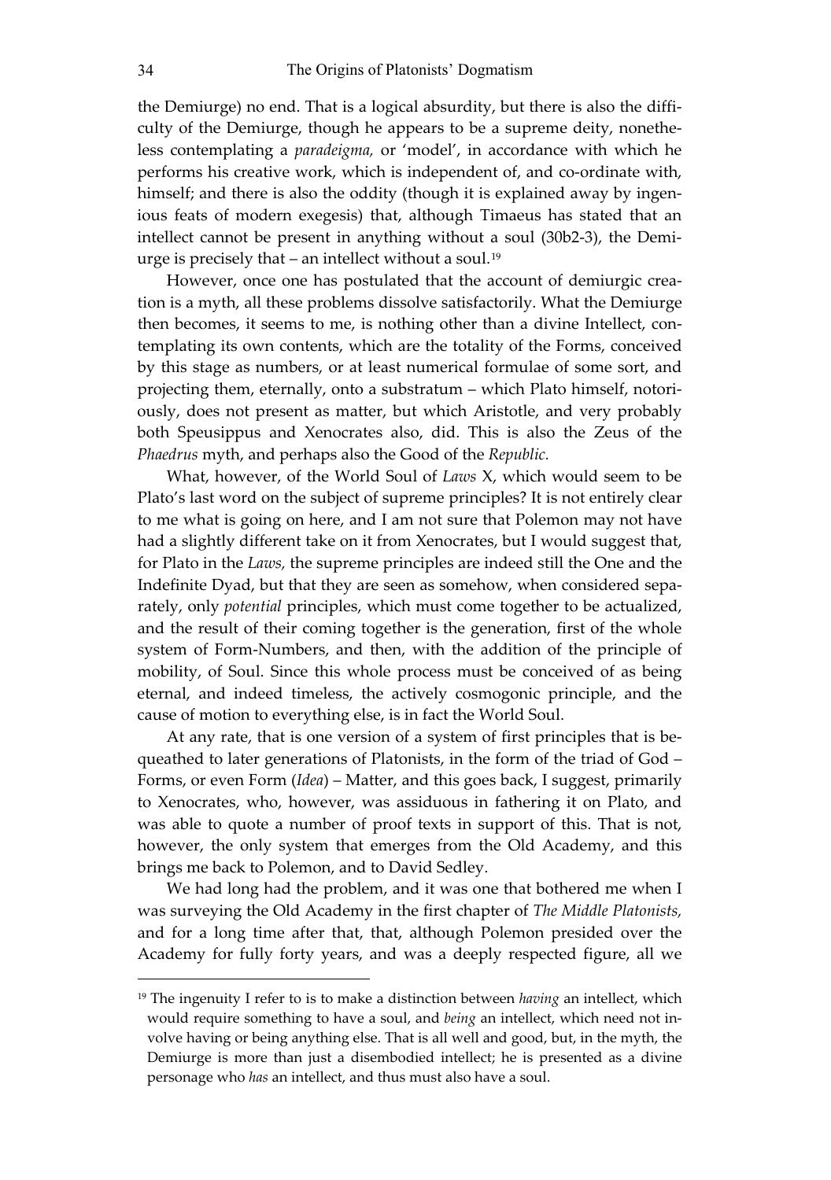the Demiurge) no end. That is a logical absurdity, but there is also the difficulty of the Demiurge, though he appears to be a supreme deity, nonetheless contemplating a *paradeigma,* or 'model', in accordance with which he performs his creative work, which is independent of, and co-ordinate with, himself; and there is also the oddity (though it is explained away by ingenious feats of modern exegesis) that, although Timaeus has stated that an intellect cannot be present in anything without a soul (30b2-3), the Demiurge is precisely that – an intellect without a soul.[19]

However, once one has postulated that the account of demiurgic creation is a myth, all these problems dissolve satisfactorily. What the Demiurge then becomes, it seems to me, is nothing other than a divine Intellect, contemplating its own contents, which are the totality of the Forms, conceived by this stage as numbers, or at least numerical formulae of some sort, and projecting them, eternally, onto a substratum – which Plato himself, notoriously, does not present as matter, but which Aristotle, and very probably both Speusippus and Xenocrates also, did. This is also the Zeus of the *Phaedrus* myth, and perhaps also the Good of the *Republic.*

What, however, of the World Soul of *Laws* X, which would seem to be Plato's last word on the subject of supreme principles? It is not entirely clear to me what is going on here, and I am not sure that Polemon may not have had a slightly different take on it from Xenocrates, but I would suggest that, for Plato in the *Laws,* the supreme principles are indeed still the One and the Indefinite Dyad, but that they are seen as somehow, when considered separately, only *potential* principles, which must come together to be actualized, and the result of their coming together is the generation, first of the whole system of Form-Numbers, and then, with the addition of the principle of mobility, of Soul. Since this whole process must be conceived of as being eternal, and indeed timeless, the actively cosmogonic principle, and the cause of motion to everything else, is in fact the World Soul.

At any rate, that is one version of a system of first principles that is bequeathed to later generations of Platonists, in the form of the triad of God – Forms, or even Form (*Idea*) – Matter, and this goes back, I suggest, primarily to Xenocrates, who, however, was assiduous in fathering it on Plato, and was able to quote a number of proof texts in support of this. That is not, however, the only system that emerges from the Old Academy, and this brings me back to Polemon, and to David Sedley.

We had long had the problem, and it was one that bothered me when I was surveying the Old Academy in the first chapter of *The Middle Platonists,* and for a long time after that, that, although Polemon presided over the Academy for fully forty years, and was a deeply respected figure, all we

---

[19] The ingenuity I refer to is to make a distinction between *having* an intellect, which would require something to have a soul, and *being* an intellect, which need not involve having or being anything else. That is all well and good, but, in the myth, the Demiurge is more than just a disembodied intellect; he is presented as a divine personage who *has* an intellect, and thus must also have a soul.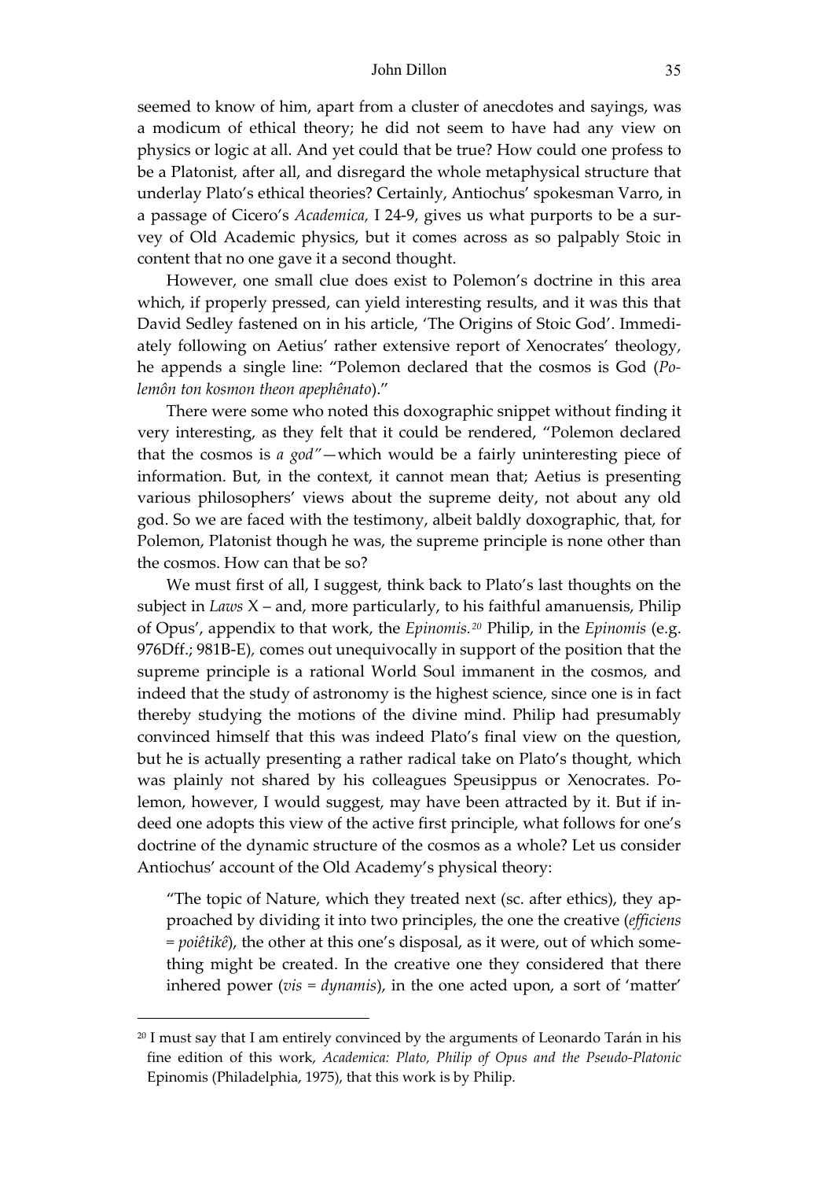seemed to know of him, apart from a cluster of anecdotes and sayings, was a modicum of ethical theory; he did not seem to have had any view on physics or logic at all. And yet could that be true? How could one profess to be a Platonist, after all, and disregard the whole metaphysical structure that underlay Plato's ethical theories? Certainly, Antiochus' spokesman Varro, in a passage of Cicero's *Academica,* I 24-9, gives us what purports to be a survey of Old Academic physics, but it comes across as so palpably Stoic in content that no one gave it a second thought.

However, one small clue does exist to Polemon's doctrine in this area which, if properly pressed, can yield interesting results, and it was this that David Sedley fastened on in his article, 'The Origins of Stoic God'. Immediately following on Aetius' rather extensive report of Xenocrates' theology, he appends a single line: "Polemon declared that the cosmos is God (*Polemôn ton kosmon theon apephênato*)."

There were some who noted this doxographic snippet without finding it very interesting, as they felt that it could be rendered, "Polemon declared that the cosmos is *a god*"—which would be a fairly uninteresting piece of information. But, in the context, it cannot mean that; Aetius is presenting various philosophers' views about the supreme deity, not about any old god. So we are faced with the testimony, albeit baldly doxographic, that, for Polemon, Platonist though he was, the supreme principle is none other than the cosmos. How can that be so?

We must first of all, I suggest, think back to Plato's last thoughts on the subject in *Laws* X – and, more particularly, to his faithful amanuensis, Philip of Opus', appendix to that work, the *Epinomis.*[20] Philip, in the *Epinomis* (e.g. 976Dff.; 981B-E), comes out unequivocally in support of the position that the supreme principle is a rational World Soul immanent in the cosmos, and indeed that the study of astronomy is the highest science, since one is in fact thereby studying the motions of the divine mind. Philip had presumably convinced himself that this was indeed Plato's final view on the question, but he is actually presenting a rather radical take on Plato's thought, which was plainly not shared by his colleagues Speusippus or Xenocrates. Polemon, however, I would suggest, may have been attracted by it. But if indeed one adopts this view of the active first principle, what follows for one's doctrine of the dynamic structure of the cosmos as a whole? Let us consider Antiochus' account of the Old Academy's physical theory:

> "The topic of Nature, which they treated next (sc. after ethics), they approached by dividing it into two principles, the one the creative (*efficiens* = *poiêtikê*), the other at this one's disposal, as it were, out of which something might be created. In the creative one they considered that there inhered power (*vis* = *dynamis*), in the one acted upon, a sort of 'matter'

---

[20] I must say that I am entirely convinced by the arguments of Leonardo Tarán in his fine edition of this work, *Academica: Plato, Philip of Opus and the Pseudo-Platonic* Epinomis (Philadelphia, 1975), that this work is by Philip.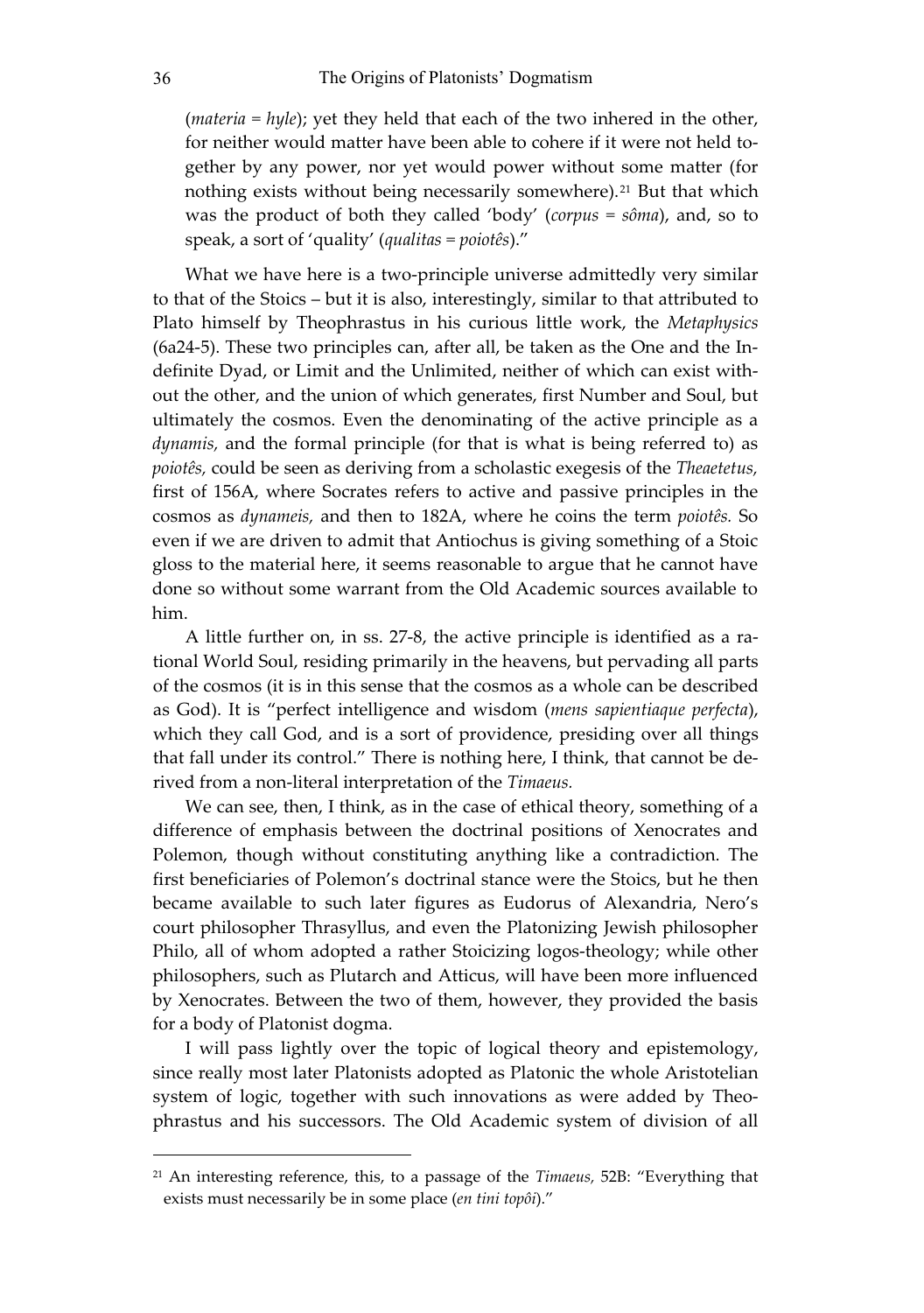(*materia* = *hyle*); yet they held that each of the two inhered in the other, for neither would matter have been able to cohere if it were not held together by any power, nor yet would power without some matter (for nothing exists without being necessarily somewhere).[21] But that which was the product of both they called 'body' (*corpus* = *sôma*), and, so to speak, a sort of 'quality' (*qualitas* = *poiotês*)."

What we have here is a two-principle universe admittedly very similar to that of the Stoics – but it is also, interestingly, similar to that attributed to Plato himself by Theophrastus in his curious little work, the *Metaphysics* (6a24-5). These two principles can, after all, be taken as the One and the Indefinite Dyad, or Limit and the Unlimited, neither of which can exist without the other, and the union of which generates, first Number and Soul, but ultimately the cosmos. Even the denominating of the active principle as a *dynamis,* and the formal principle (for that is what is being referred to) as *poiotês,* could be seen as deriving from a scholastic exegesis of the *Theaetetus,* first of 156A, where Socrates refers to active and passive principles in the cosmos as *dynameis,* and then to 182A, where he coins the term *poiotês.* So even if we are driven to admit that Antiochus is giving something of a Stoic gloss to the material here, it seems reasonable to argue that he cannot have done so without some warrant from the Old Academic sources available to him.

A little further on, in ss. 27-8, the active principle is identified as a rational World Soul, residing primarily in the heavens, but pervading all parts of the cosmos (it is in this sense that the cosmos as a whole can be described as God). It is "perfect intelligence and wisdom (*mens sapientiaque perfecta*), which they call God, and is a sort of providence, presiding over all things that fall under its control." There is nothing here, I think, that cannot be derived from a non-literal interpretation of the *Timaeus.*

We can see, then, I think, as in the case of ethical theory, something of a difference of emphasis between the doctrinal positions of Xenocrates and Polemon, though without constituting anything like a contradiction. The first beneficiaries of Polemon's doctrinal stance were the Stoics, but he then became available to such later figures as Eudorus of Alexandria, Nero's court philosopher Thrasyllus, and even the Platonizing Jewish philosopher Philo, all of whom adopted a rather Stoicizing logos-theology; while other philosophers, such as Plutarch and Atticus, will have been more influenced by Xenocrates. Between the two of them, however, they provided the basis for a body of Platonist dogma.

I will pass lightly over the topic of logical theory and epistemology, since really most later Platonists adopted as Platonic the whole Aristotelian system of logic, together with such innovations as were added by Theophrastus and his successors. The Old Academic system of division of all

---

[21] An interesting reference, this, to a passage of the *Timaeus,* 52B: "Everything that exists must necessarily be in some place (*en tini topôi*)."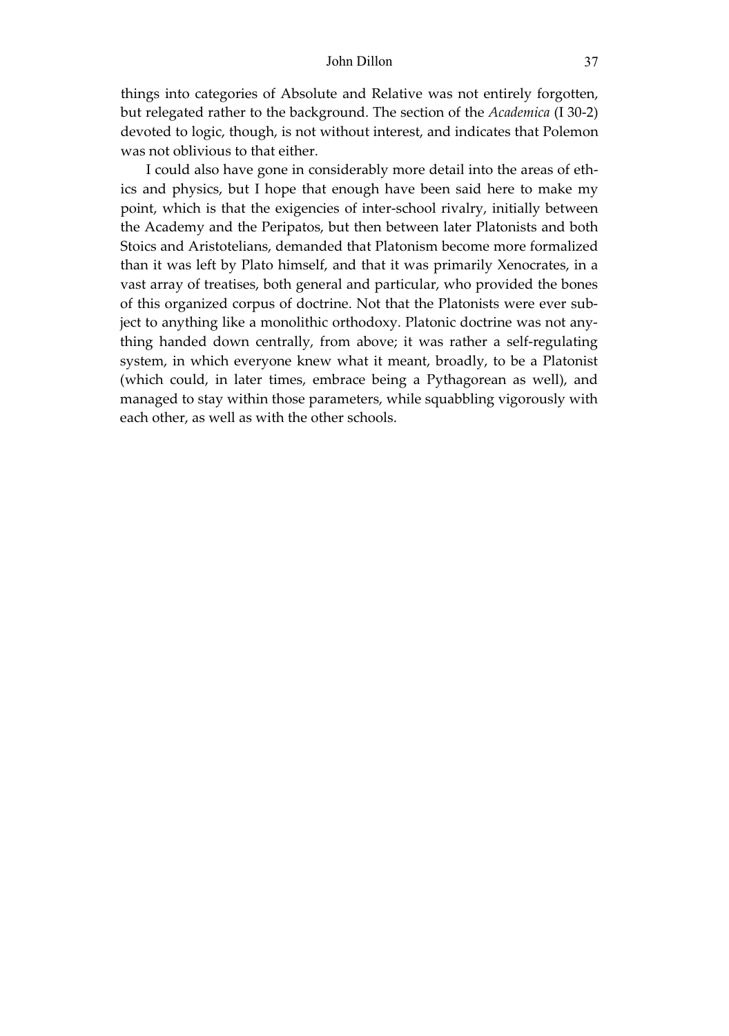things into categories of Absolute and Relative was not entirely forgotten, but relegated rather to the background. The section of the *Academica* (I 30-2) devoted to logic, though, is not without interest, and indicates that Polemon was not oblivious to that either.

I could also have gone in considerably more detail into the areas of ethics and physics, but I hope that enough have been said here to make my point, which is that the exigencies of inter-school rivalry, initially between the Academy and the Peripatos, but then between later Platonists and both Stoics and Aristotelians, demanded that Platonism become more formalized than it was left by Plato himself, and that it was primarily Xenocrates, in a vast array of treatises, both general and particular, who provided the bones of this organized corpus of doctrine. Not that the Platonists were ever subject to anything like a monolithic orthodoxy. Platonic doctrine was not anything handed down centrally, from above; it was rather a self-regulating system, in which everyone knew what it meant, broadly, to be a Platonist (which could, in later times, embrace being a Pythagorean as well), and managed to stay within those parameters, while squabbling vigorously with each other, as well as with the other schools.